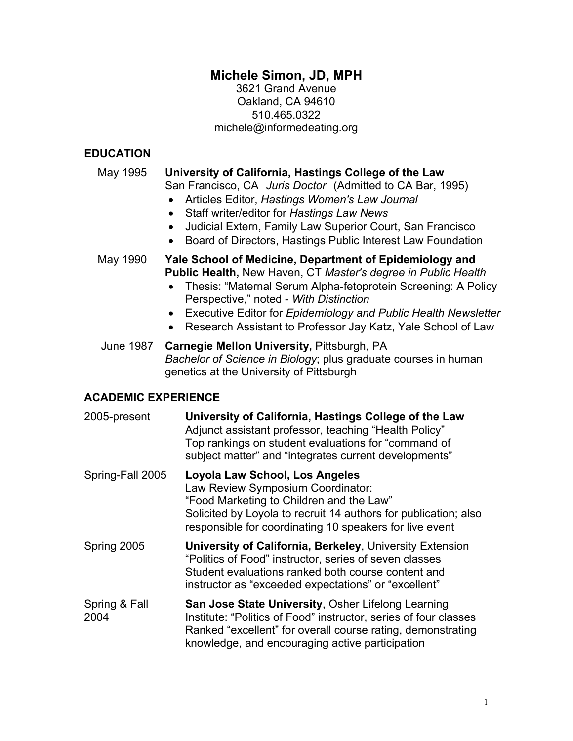# Michele Simon, JD, MPH

3621 Grand Avenue
Oakland, CA 94610
510.465.0322
michele@informedeating.org

## EDUCATION

May 1995 **University of California, Hastings College of the Law**
San Francisco, CA *Juris Doctor* (Admitted to CA Bar, 1995)

- Articles Editor, *Hastings Women's Law Journal*
- Staff writer/editor for *Hastings Law News*
- Judicial Extern, Family Law Superior Court, San Francisco
- Board of Directors, Hastings Public Interest Law Foundation

May 1990 **Yale School of Medicine, Department of Epidemiology and Public Health,** New Haven, CT *Master's degree in Public Health*

- Thesis: "Maternal Serum Alpha-fetoprotein Screening: A Policy Perspective," noted - *With Distinction*
- Executive Editor for *Epidemiology and Public Health Newsletter*
- Research Assistant to Professor Jay Katz, Yale School of Law

June 1987 **Carnegie Mellon University,** Pittsburgh, PA
*Bachelor of Science in Biology*; plus graduate courses in human genetics at the University of Pittsburgh

## ACADEMIC EXPERIENCE

2005-present **University of California, Hastings College of the Law**
Adjunct assistant professor, teaching "Health Policy"
Top rankings on student evaluations for "command of subject matter" and "integrates current developments"

Spring-Fall 2005 **Loyola Law School, Los Angeles**
Law Review Symposium Coordinator:
"Food Marketing to Children and the Law"
Solicited by Loyola to recruit 14 authors for publication; also responsible for coordinating 10 speakers for live event

Spring 2005 **University of California, Berkeley**, University Extension
"Politics of Food" instructor, series of seven classes
Student evaluations ranked both course content and instructor as "exceeded expectations" or "excellent"

Spring & Fall 2004 **San Jose State University**, Osher Lifelong Learning Institute: "Politics of Food" instructor, series of four classes
Ranked "excellent" for overall course rating, demonstrating knowledge, and encouraging active participation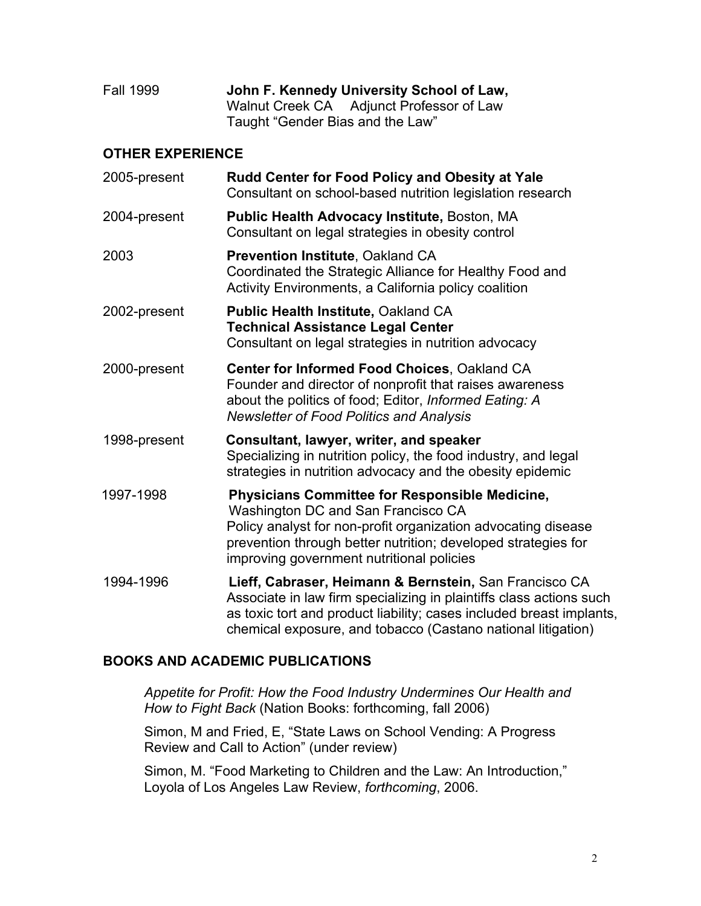Fall 1999 **John F. Kennedy University School of Law,**
Walnut Creek CA Adjunct Professor of Law
Taught "Gender Bias and the Law"

## OTHER EXPERIENCE

2005-present **Rudd Center for Food Policy and Obesity at Yale**
Consultant on school-based nutrition legislation research

2004-present **Public Health Advocacy Institute,** Boston, MA
Consultant on legal strategies in obesity control

2003 **Prevention Institute**, Oakland CA
Coordinated the Strategic Alliance for Healthy Food and Activity Environments, a California policy coalition

2002-present **Public Health Institute,** Oakland CA
**Technical Assistance Legal Center**
Consultant on legal strategies in nutrition advocacy

2000-present **Center for Informed Food Choices**, Oakland CA
Founder and director of nonprofit that raises awareness about the politics of food; Editor, *Informed Eating: A Newsletter of Food Politics and Analysis*

1998-present **Consultant, lawyer, writer, and speaker**
Specializing in nutrition policy, the food industry, and legal strategies in nutrition advocacy and the obesity epidemic

1997-1998 **Physicians Committee for Responsible Medicine,**
Washington DC and San Francisco CA
Policy analyst for non-profit organization advocating disease prevention through better nutrition; developed strategies for improving government nutritional policies

1994-1996 **Lieff, Cabraser, Heimann & Bernstein,** San Francisco CA
Associate in law firm specializing in plaintiffs class actions such as toxic tort and product liability; cases included breast implants, chemical exposure, and tobacco (Castano national litigation)

## BOOKS AND ACADEMIC PUBLICATIONS

*Appetite for Profit: How the Food Industry Undermines Our Health and How to Fight Back* (Nation Books: forthcoming, fall 2006)

Simon, M and Fried, E, "State Laws on School Vending: A Progress Review and Call to Action" (under review)

Simon, M. "Food Marketing to Children and the Law: An Introduction," Loyola of Los Angeles Law Review, *forthcoming*, 2006.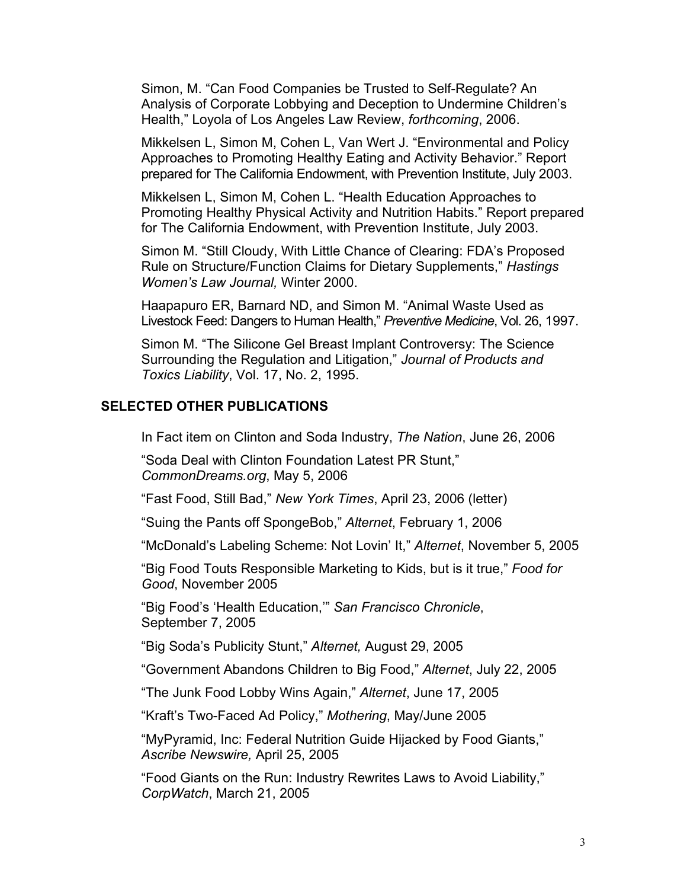Simon, M. "Can Food Companies be Trusted to Self-Regulate? An Analysis of Corporate Lobbying and Deception to Undermine Children's Health," Loyola of Los Angeles Law Review, *forthcoming*, 2006.

Mikkelsen L, Simon M, Cohen L, Van Wert J. "Environmental and Policy Approaches to Promoting Healthy Eating and Activity Behavior." Report prepared for The California Endowment, with Prevention Institute, July 2003.

Mikkelsen L, Simon M, Cohen L. "Health Education Approaches to Promoting Healthy Physical Activity and Nutrition Habits." Report prepared for The California Endowment, with Prevention Institute, July 2003.

Simon M. "Still Cloudy, With Little Chance of Clearing: FDA's Proposed Rule on Structure/Function Claims for Dietary Supplements," *Hastings Women's Law Journal,* Winter 2000.

Haapapuro ER, Barnard ND, and Simon M. "Animal Waste Used as Livestock Feed: Dangers to Human Health," *Preventive Medicine*, Vol. 26, 1997.

Simon M. "The Silicone Gel Breast Implant Controversy: The Science Surrounding the Regulation and Litigation," *Journal of Products and Toxics Liability*, Vol. 17, No. 2, 1995.

## SELECTED OTHER PUBLICATIONS

In Fact item on Clinton and Soda Industry, *The Nation*, June 26, 2006

"Soda Deal with Clinton Foundation Latest PR Stunt," *CommonDreams.org*, May 5, 2006

"Fast Food, Still Bad," *New York Times*, April 23, 2006 (letter)

"Suing the Pants off SpongeBob," *Alternet*, February 1, 2006

"McDonald's Labeling Scheme: Not Lovin' It," *Alternet*, November 5, 2005

"Big Food Touts Responsible Marketing to Kids, but is it true," *Food for Good*, November 2005

"Big Food's 'Health Education,'" *San Francisco Chronicle*, September 7, 2005

"Big Soda's Publicity Stunt," *Alternet,* August 29, 2005

"Government Abandons Children to Big Food," *Alternet*, July 22, 2005

"The Junk Food Lobby Wins Again," *Alternet*, June 17, 2005

"Kraft's Two-Faced Ad Policy," *Mothering*, May/June 2005

"MyPyramid, Inc: Federal Nutrition Guide Hijacked by Food Giants," *Ascribe Newswire,* April 25, 2005

"Food Giants on the Run: Industry Rewrites Laws to Avoid Liability," *CorpWatch*, March 21, 2005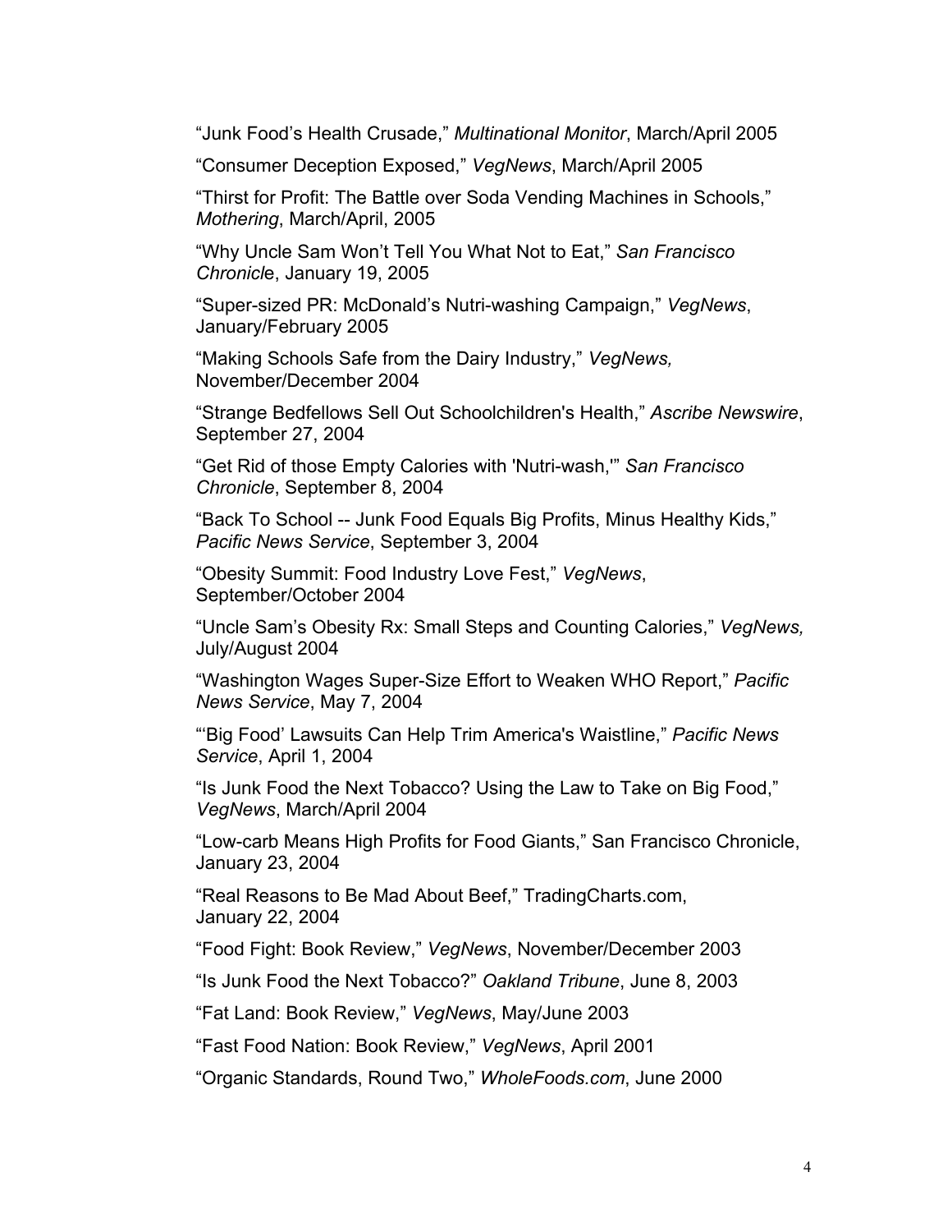"Junk Food's Health Crusade," *Multinational Monitor*, March/April 2005

"Consumer Deception Exposed," *VegNews*, March/April 2005

"Thirst for Profit: The Battle over Soda Vending Machines in Schools," *Mothering*, March/April, 2005

"Why Uncle Sam Won't Tell You What Not to Eat," *San Francisco Chronicl*e, January 19, 2005

"Super-sized PR: McDonald's Nutri-washing Campaign," *VegNews*, January/February 2005

"Making Schools Safe from the Dairy Industry," *VegNews,* November/December 2004

"Strange Bedfellows Sell Out Schoolchildren's Health," *Ascribe Newswire*, September 27, 2004

"Get Rid of those Empty Calories with 'Nutri-wash,'" *San Francisco Chronicle*, September 8, 2004

"Back To School -- Junk Food Equals Big Profits, Minus Healthy Kids," *Pacific News Service*, September 3, 2004

"Obesity Summit: Food Industry Love Fest," *VegNews*, September/October 2004

"Uncle Sam's Obesity Rx: Small Steps and Counting Calories," *VegNews,* July/August 2004

"Washington Wages Super-Size Effort to Weaken WHO Report," *Pacific News Service*, May 7, 2004

"'Big Food' Lawsuits Can Help Trim America's Waistline," *Pacific News Service*, April 1, 2004

"Is Junk Food the Next Tobacco? Using the Law to Take on Big Food," *VegNews*, March/April 2004

"Low-carb Means High Profits for Food Giants," San Francisco Chronicle, January 23, 2004

"Real Reasons to Be Mad About Beef," TradingCharts.com, January 22, 2004

"Food Fight: Book Review," *VegNews*, November/December 2003

"Is Junk Food the Next Tobacco?" *Oakland Tribune*, June 8, 2003

"Fat Land: Book Review," *VegNews*, May/June 2003

"Fast Food Nation: Book Review," *VegNews*, April 2001

"Organic Standards, Round Two," *WholeFoods.com*, June 2000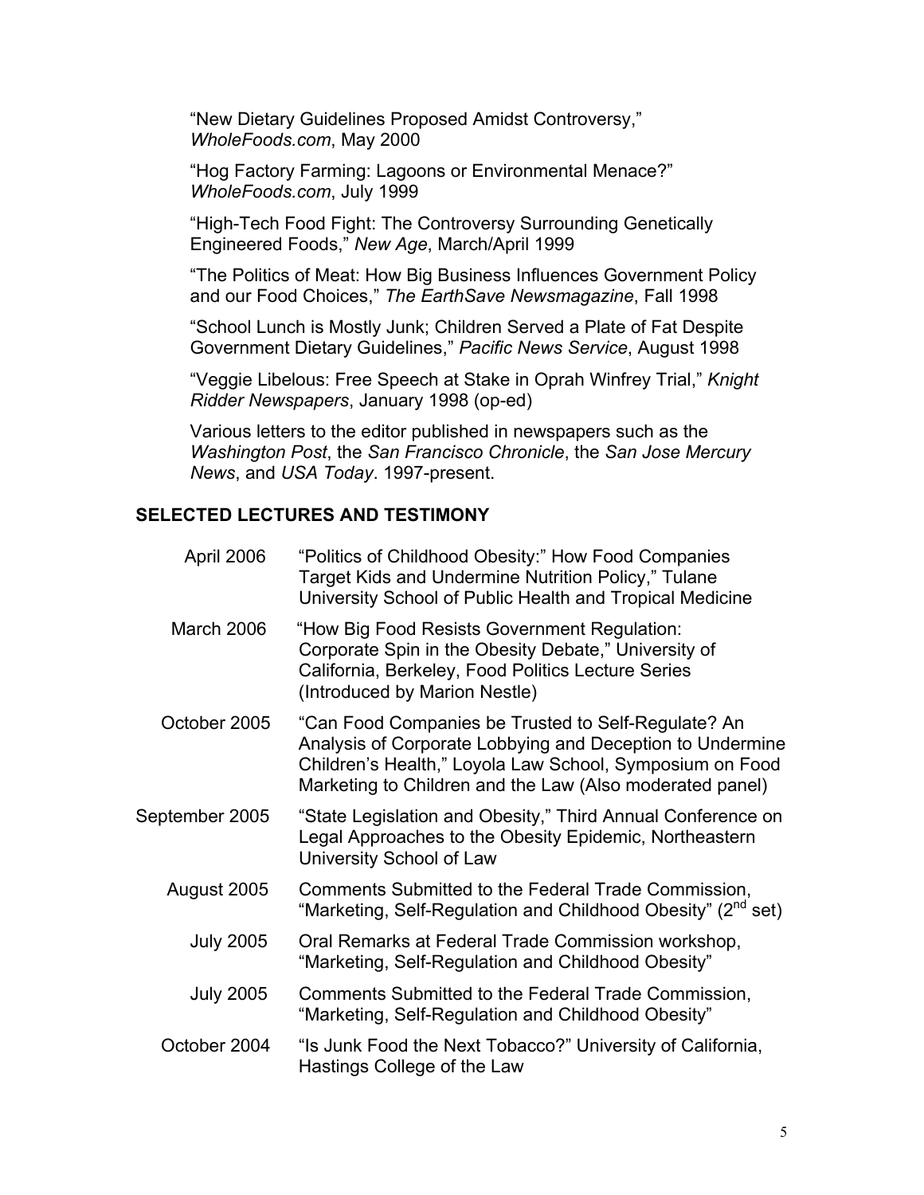"New Dietary Guidelines Proposed Amidst Controversy," *WholeFoods.com*, May 2000

"Hog Factory Farming: Lagoons or Environmental Menace?" *WholeFoods.com*, July 1999

"High-Tech Food Fight: The Controversy Surrounding Genetically Engineered Foods," *New Age*, March/April 1999

"The Politics of Meat: How Big Business Influences Government Policy and our Food Choices," *The EarthSave Newsmagazine*, Fall 1998

"School Lunch is Mostly Junk; Children Served a Plate of Fat Despite Government Dietary Guidelines," *Pacific News Service*, August 1998

"Veggie Libelous: Free Speech at Stake in Oprah Winfrey Trial," *Knight Ridder Newspapers*, January 1998 (op-ed)

Various letters to the editor published in newspapers such as the *Washington Post*, the *San Francisco Chronicle*, the *San Jose Mercury News*, and *USA Today*. 1997-present.

## SELECTED LECTURES AND TESTIMONY

| | |
|---|---|
| April 2006 | "Politics of Childhood Obesity:" How Food Companies Target Kids and Undermine Nutrition Policy," Tulane University School of Public Health and Tropical Medicine |
| March 2006 | "How Big Food Resists Government Regulation: Corporate Spin in the Obesity Debate," University of California, Berkeley, Food Politics Lecture Series (Introduced by Marion Nestle) |
| October 2005 | "Can Food Companies be Trusted to Self-Regulate? An Analysis of Corporate Lobbying and Deception to Undermine Children's Health," Loyola Law School, Symposium on Food Marketing to Children and the Law (Also moderated panel) |
| September 2005 | "State Legislation and Obesity," Third Annual Conference on Legal Approaches to the Obesity Epidemic, Northeastern University School of Law |
| August 2005 | Comments Submitted to the Federal Trade Commission, "Marketing, Self-Regulation and Childhood Obesity" (2nd set) |
| July 2005 | Oral Remarks at Federal Trade Commission workshop, "Marketing, Self-Regulation and Childhood Obesity" |
| July 2005 | Comments Submitted to the Federal Trade Commission, "Marketing, Self-Regulation and Childhood Obesity" |
| October 2004 | "Is Junk Food the Next Tobacco?" University of California, Hastings College of the Law |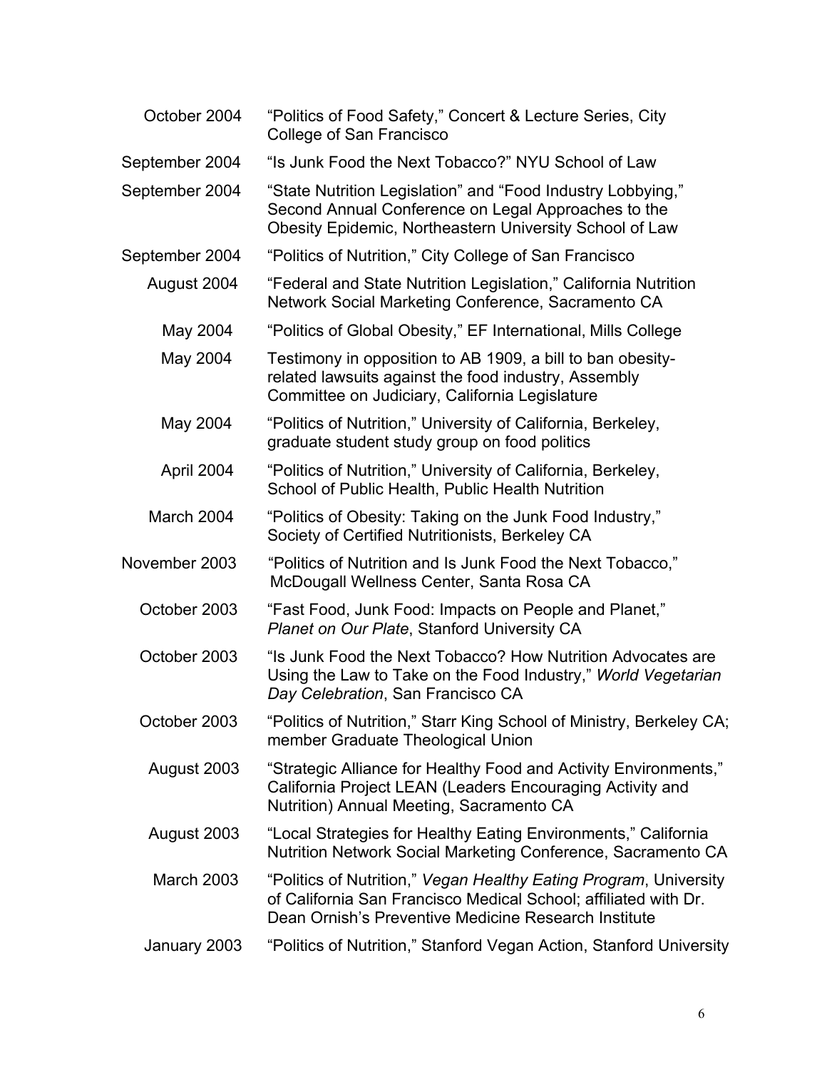| | |
|---|---|
| October 2004 | "Politics of Food Safety," Concert & Lecture Series, City College of San Francisco |
| September 2004 | "Is Junk Food the Next Tobacco?" NYU School of Law |
| September 2004 | "State Nutrition Legislation" and "Food Industry Lobbying," Second Annual Conference on Legal Approaches to the Obesity Epidemic, Northeastern University School of Law |
| September 2004 | "Politics of Nutrition," City College of San Francisco |
| August 2004 | "Federal and State Nutrition Legislation," California Nutrition Network Social Marketing Conference, Sacramento CA |
| May 2004 | "Politics of Global Obesity," EF International, Mills College |
| May 2004 | Testimony in opposition to AB 1909, a bill to ban obesity-related lawsuits against the food industry, Assembly Committee on Judiciary, California Legislature |
| May 2004 | "Politics of Nutrition," University of California, Berkeley, graduate student study group on food politics |
| April 2004 | "Politics of Nutrition," University of California, Berkeley, School of Public Health, Public Health Nutrition |
| March 2004 | "Politics of Obesity: Taking on the Junk Food Industry," Society of Certified Nutritionists, Berkeley CA |
| November 2003 | "Politics of Nutrition and Is Junk Food the Next Tobacco," McDougall Wellness Center, Santa Rosa CA |
| October 2003 | "Fast Food, Junk Food: Impacts on People and Planet," *Planet on Our Plate*, Stanford University CA |
| October 2003 | "Is Junk Food the Next Tobacco? How Nutrition Advocates are Using the Law to Take on the Food Industry," *World Vegetarian Day Celebration*, San Francisco CA |
| October 2003 | "Politics of Nutrition," Starr King School of Ministry, Berkeley CA; member Graduate Theological Union |
| August 2003 | "Strategic Alliance for Healthy Food and Activity Environments," California Project LEAN (Leaders Encouraging Activity and Nutrition) Annual Meeting, Sacramento CA |
| August 2003 | "Local Strategies for Healthy Eating Environments," California Nutrition Network Social Marketing Conference, Sacramento CA |
| March 2003 | "Politics of Nutrition," *Vegan Healthy Eating Program*, University of California San Francisco Medical School; affiliated with Dr. Dean Ornish's Preventive Medicine Research Institute |
| January 2003 | "Politics of Nutrition," Stanford Vegan Action, Stanford University |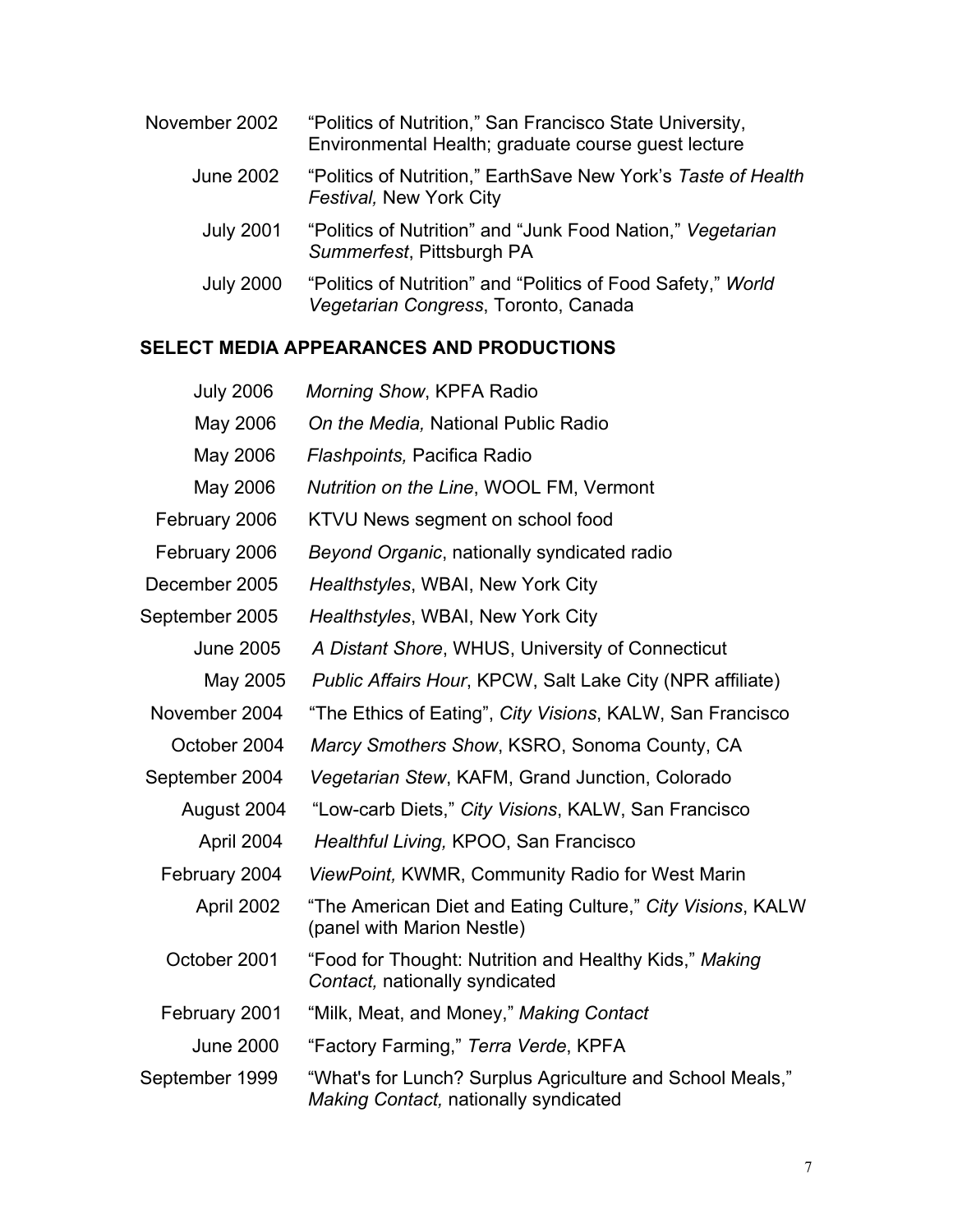| | |
|---|---|
| November 2002 | "Politics of Nutrition," San Francisco State University, Environmental Health; graduate course guest lecture |
| June 2002 | "Politics of Nutrition," EarthSave New York's *Taste of Health Festival,* New York City |
| July 2001 | "Politics of Nutrition" and "Junk Food Nation," *Vegetarian Summerfest*, Pittsburgh PA |
| July 2000 | "Politics of Nutrition" and "Politics of Food Safety," *World Vegetarian Congress*, Toronto, Canada |

## SELECT MEDIA APPEARANCES AND PRODUCTIONS

| | |
|---|---|
| July 2006 | *Morning Show*, KPFA Radio |
| May 2006 | *On the Media,* National Public Radio |
| May 2006 | *Flashpoints,* Pacifica Radio |
| May 2006 | *Nutrition on the Line*, WOOL FM, Vermont |
| February 2006 | KTVU News segment on school food |
| February 2006 | *Beyond Organic*, nationally syndicated radio |
| December 2005 | *Healthstyles*, WBAI, New York City |
| September 2005 | *Healthstyles*, WBAI, New York City |
| June 2005 | *A Distant Shore*, WHUS, University of Connecticut |
| May 2005 | *Public Affairs Hour*, KPCW, Salt Lake City (NPR affiliate) |
| November 2004 | "The Ethics of Eating", *City Visions*, KALW, San Francisco |
| October 2004 | *Marcy Smothers Show*, KSRO, Sonoma County, CA |
| September 2004 | *Vegetarian Stew*, KAFM, Grand Junction, Colorado |
| August 2004 | "Low-carb Diets," *City Visions*, KALW, San Francisco |
| April 2004 | *Healthful Living,* KPOO, San Francisco |
| February 2004 | *ViewPoint,* KWMR, Community Radio for West Marin |
| April 2002 | "The American Diet and Eating Culture," *City Visions*, KALW (panel with Marion Nestle) |
| October 2001 | "Food for Thought: Nutrition and Healthy Kids," *Making Contact,* nationally syndicated |
| February 2001 | "Milk, Meat, and Money," *Making Contact* |
| June 2000 | "Factory Farming," *Terra Verde*, KPFA |
| September 1999 | "What's for Lunch? Surplus Agriculture and School Meals," *Making Contact,* nationally syndicated |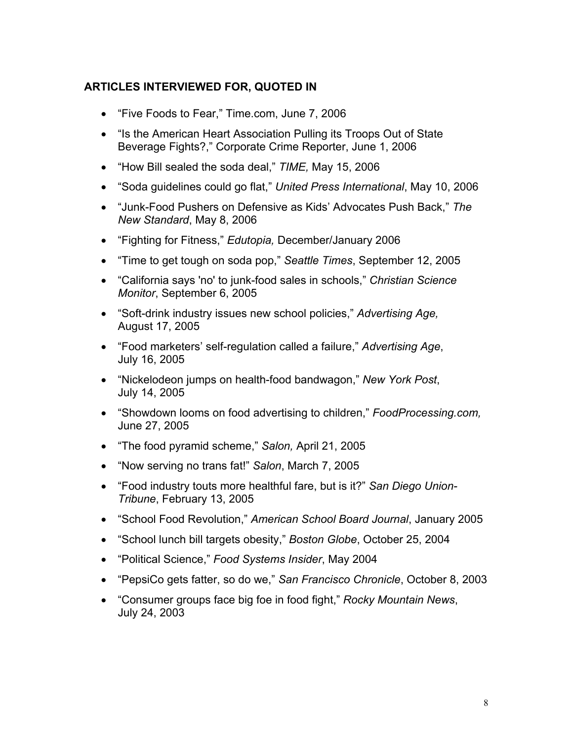## ARTICLES INTERVIEWED FOR, QUOTED IN

- "Five Foods to Fear," Time.com, June 7, 2006
- "Is the American Heart Association Pulling its Troops Out of State Beverage Fights?," Corporate Crime Reporter, June 1, 2006
- "How Bill sealed the soda deal," *TIME,* May 15, 2006
- "Soda guidelines could go flat," *United Press International*, May 10, 2006
- "Junk-Food Pushers on Defensive as Kids' Advocates Push Back," *The New Standard*, May 8, 2006
- "Fighting for Fitness," *Edutopia,* December/January 2006
- "Time to get tough on soda pop," *Seattle Times*, September 12, 2005
- "California says 'no' to junk-food sales in schools," *Christian Science Monitor*, September 6, 2005
- "Soft-drink industry issues new school policies," *Advertising Age,* August 17, 2005
- "Food marketers' self-regulation called a failure," *Advertising Age*, July 16, 2005
- "Nickelodeon jumps on health-food bandwagon," *New York Post*, July 14, 2005
- "Showdown looms on food advertising to children," *FoodProcessing.com,* June 27, 2005
- "The food pyramid scheme," *Salon,* April 21, 2005
- "Now serving no trans fat!" *Salon*, March 7, 2005
- "Food industry touts more healthful fare, but is it?" *San Diego Union-Tribune*, February 13, 2005
- "School Food Revolution," *American School Board Journal*, January 2005
- "School lunch bill targets obesity," *Boston Globe*, October 25, 2004
- "Political Science," *Food Systems Insider*, May 2004
- "PepsiCo gets fatter, so do we," *San Francisco Chronicle*, October 8, 2003
- "Consumer groups face big foe in food fight," *Rocky Mountain News*, July 24, 2003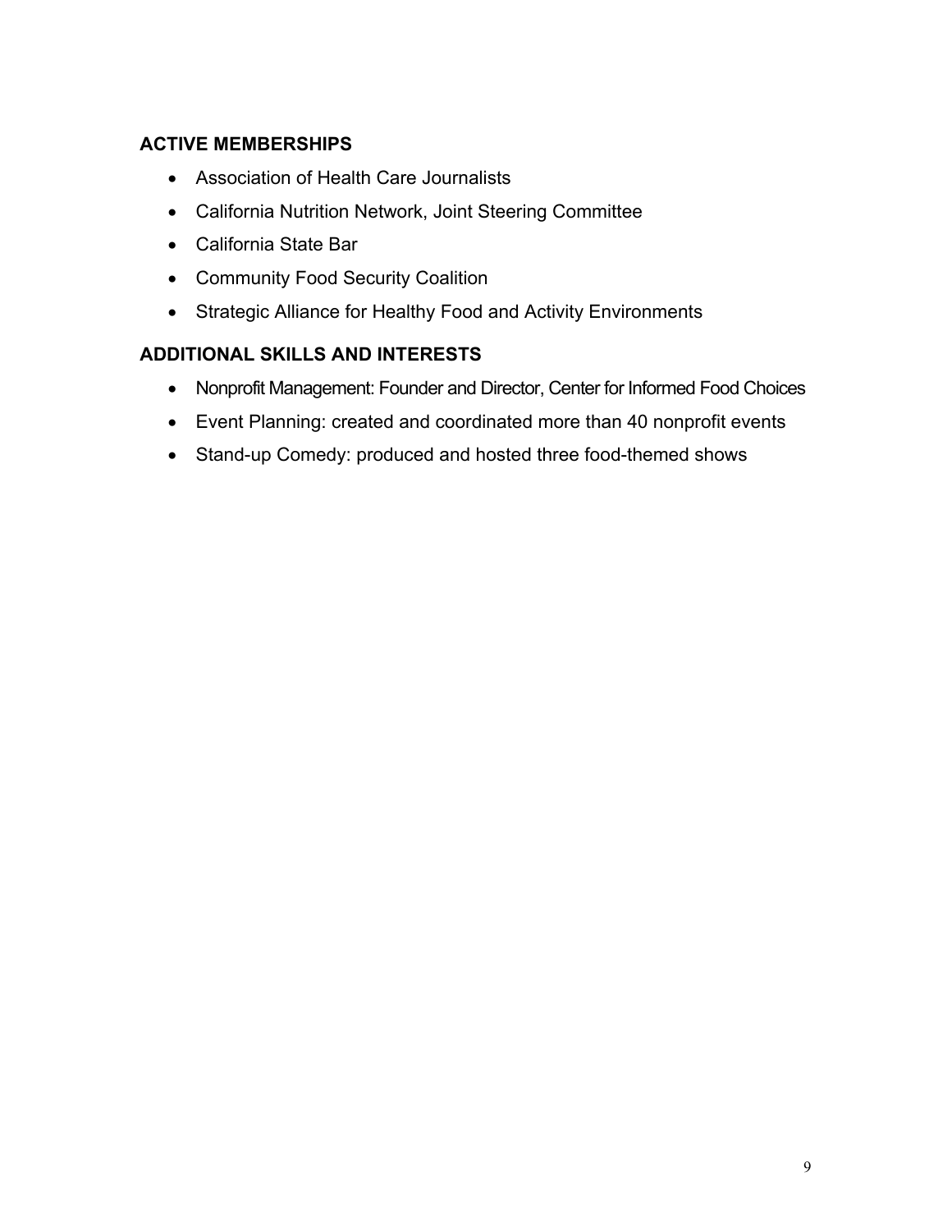## ACTIVE MEMBERSHIPS

- Association of Health Care Journalists
- California Nutrition Network, Joint Steering Committee
- California State Bar
- Community Food Security Coalition
- Strategic Alliance for Healthy Food and Activity Environments

## ADDITIONAL SKILLS AND INTERESTS

- Nonprofit Management: Founder and Director, Center for Informed Food Choices
- Event Planning: created and coordinated more than 40 nonprofit events
- Stand-up Comedy: produced and hosted three food-themed shows